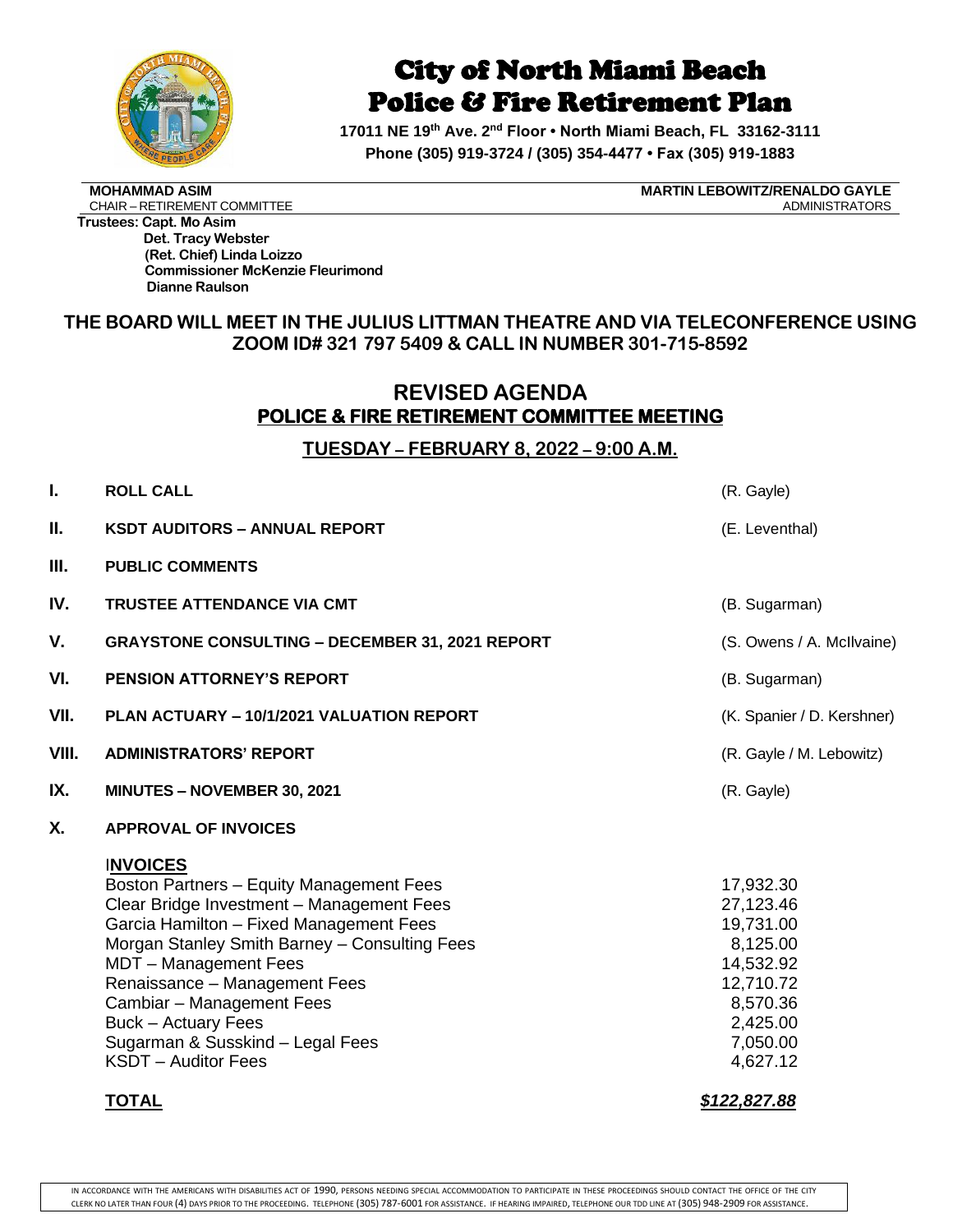# City of North Miami Beach
# Police & Fire Retirement Plan

**17011 NE 19th Ave. 2nd Floor • North Miami Beach, FL 33162-3111**
**Phone (305) 919-3724 / (305) 354-4477 • Fax (305) 919-1883**

**MOHAMMAD ASIM** — CHAIR – RETIREMENT COMMITTEE
**MARTIN LEBOWITZ/RENALDO GAYLE** — ADMINISTRATORS

**Trustees: Capt. Mo Asim**
**Det. Tracy Webster**
**(Ret. Chief) Linda Loizzo**
**Commissioner McKenzie Fleurimond**
**Dianne Raulson**

**THE BOARD WILL MEET IN THE JULIUS LITTMAN THEATRE AND VIA TELECONFERENCE USING ZOOM ID# 321 797 5409 & CALL IN NUMBER 301-715-8592**

## REVISED AGENDA
## POLICE & FIRE RETIREMENT COMMITTEE MEETING

### TUESDAY – FEBRUARY 8, 2022 – 9:00 A.M.

| | | |
|---|---|---|
| **I.** | **ROLL CALL** | (R. Gayle) |
| **II.** | **KSDT AUDITORS – ANNUAL REPORT** | (E. Leventhal) |
| **III.** | **PUBLIC COMMENTS** | |
| **IV.** | **TRUSTEE ATTENDANCE VIA CMT** | (B. Sugarman) |
| **V.** | **GRAYSTONE CONSULTING – DECEMBER 31, 2021 REPORT** | (S. Owens / A. McIlvaine) |
| **VI.** | **PENSION ATTORNEY'S REPORT** | (B. Sugarman) |
| **VII.** | **PLAN ACTUARY – 10/1/2021 VALUATION REPORT** | (K. Spanier / D. Kershner) |
| **VIII.** | **ADMINISTRATORS' REPORT** | (R. Gayle / M. Lebowitz) |
| **IX.** | **MINUTES – NOVEMBER 30, 2021** | (R. Gayle) |
| **X.** | **APPROVAL OF INVOICES** | |

**INVOICES**

| | |
|---|---|
| Boston Partners – Equity Management Fees | 17,932.30 |
| Clear Bridge Investment – Management Fees | 27,123.46 |
| Garcia Hamilton – Fixed Management Fees | 19,731.00 |
| Morgan Stanley Smith Barney – Consulting Fees | 8,125.00 |
| MDT – Management Fees | 14,532.92 |
| Renaissance – Management Fees | 12,710.72 |
| Cambiar – Management Fees | 8,570.36 |
| Buck – Actuary Fees | 2,425.00 |
| Sugarman & Susskind – Legal Fees | 7,050.00 |
| KSDT – Auditor Fees | 4,627.12 |
| **TOTAL** | ***$122,827.88*** |

IN ACCORDANCE WITH THE AMERICANS WITH DISABILITIES ACT OF 1990, PERSONS NEEDING SPECIAL ACCOMMODATION TO PARTICIPATE IN THESE PROCEEDINGS SHOULD CONTACT THE OFFICE OF THE CITY CLERK NO LATER THAN FOUR (4) DAYS PRIOR TO THE PROCEEDING. TELEPHONE (305) 787-6001 FOR ASSISTANCE. IF HEARING IMPAIRED, TELEPHONE OUR TDD LINE AT (305) 948-2909 FOR ASSISTANCE.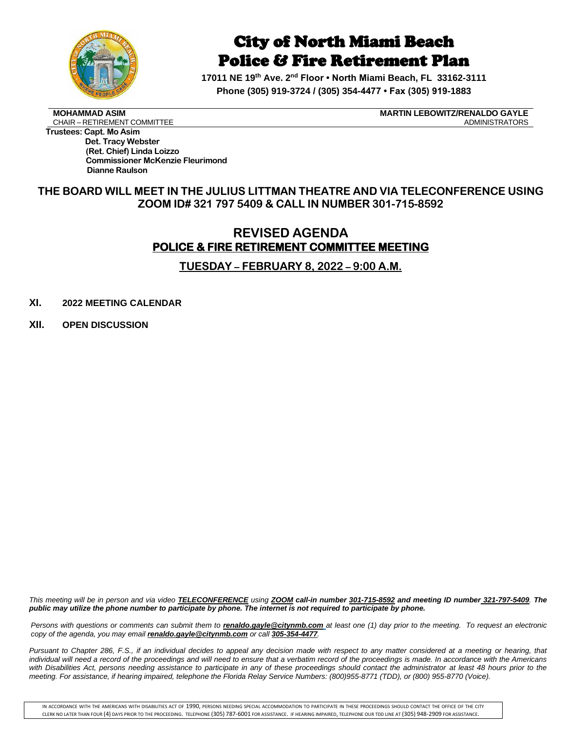# City of North Miami Beach
# Police & Fire Retirement Plan

**17011 NE 19th Ave. 2nd Floor • North Miami Beach, FL 33162-3111**
**Phone (305) 919-3724 / (305) 354-4477 • Fax (305) 919-1883**

**MOHAMMAD ASIM**
CHAIR – RETIREMENT COMMITTEE

**MARTIN LEBOWITZ/RENALDO GAYLE**
ADMINISTRATORS

**Trustees: Capt. Mo Asim**
**Det. Tracy Webster**
**(Ret. Chief) Linda Loizzo**
**Commissioner McKenzie Fleurimond**
**Dianne Raulson**

**THE BOARD WILL MEET IN THE JULIUS LITTMAN THEATRE AND VIA TELECONFERENCE USING ZOOM ID# 321 797 5409 & CALL IN NUMBER 301-715-8592**

## REVISED AGENDA
## POLICE & FIRE RETIREMENT COMMITTEE MEETING

### TUESDAY – FEBRUARY 8, 2022 – 9:00 A.M.

**XI. 2022 MEETING CALENDAR**

**XII. OPEN DISCUSSION**

*This meeting will be in person and via video **TELECONFERENCE** using **ZOOM** call-in number **301-715-8592** and meeting ID number **321-797-5409**. **The public may utilize the phone number to participate by phone. The internet is not required to participate by phone.***

*Persons with questions or comments can submit them to **renaldo.gayle@citynmb.com** at least one (1) day prior to the meeting. To request an electronic copy of the agenda, you may email **renaldo.gayle@citynmb.com** or call **305-354-4477**.*

*Pursuant to Chapter 286, F.S., if an individual decides to appeal any decision made with respect to any matter considered at a meeting or hearing, that individual will need a record of the proceedings and will need to ensure that a verbatim record of the proceedings is made. In accordance with the Americans with Disabilities Act, persons needing assistance to participate in any of these proceedings should contact the administrator at least 48 hours prior to the meeting. For assistance, if hearing impaired, telephone the Florida Relay Service Numbers: (800)955-8771 (TDD), or (800) 955-8770 (Voice).*

IN ACCORDANCE WITH THE AMERICANS WITH DISABILITIES ACT OF 1990, PERSONS NEEDING SPECIAL ACCOMMODATION TO PARTICIPATE IN THESE PROCEEDINGS SHOULD CONTACT THE OFFICE OF THE CITY CLERK NO LATER THAN FOUR (4) DAYS PRIOR TO THE PROCEEDING. TELEPHONE (305) 787-6001 FOR ASSISTANCE. IF HEARING IMPAIRED, TELEPHONE OUR TDD LINE AT (305) 948-2909 FOR ASSISTANCE.